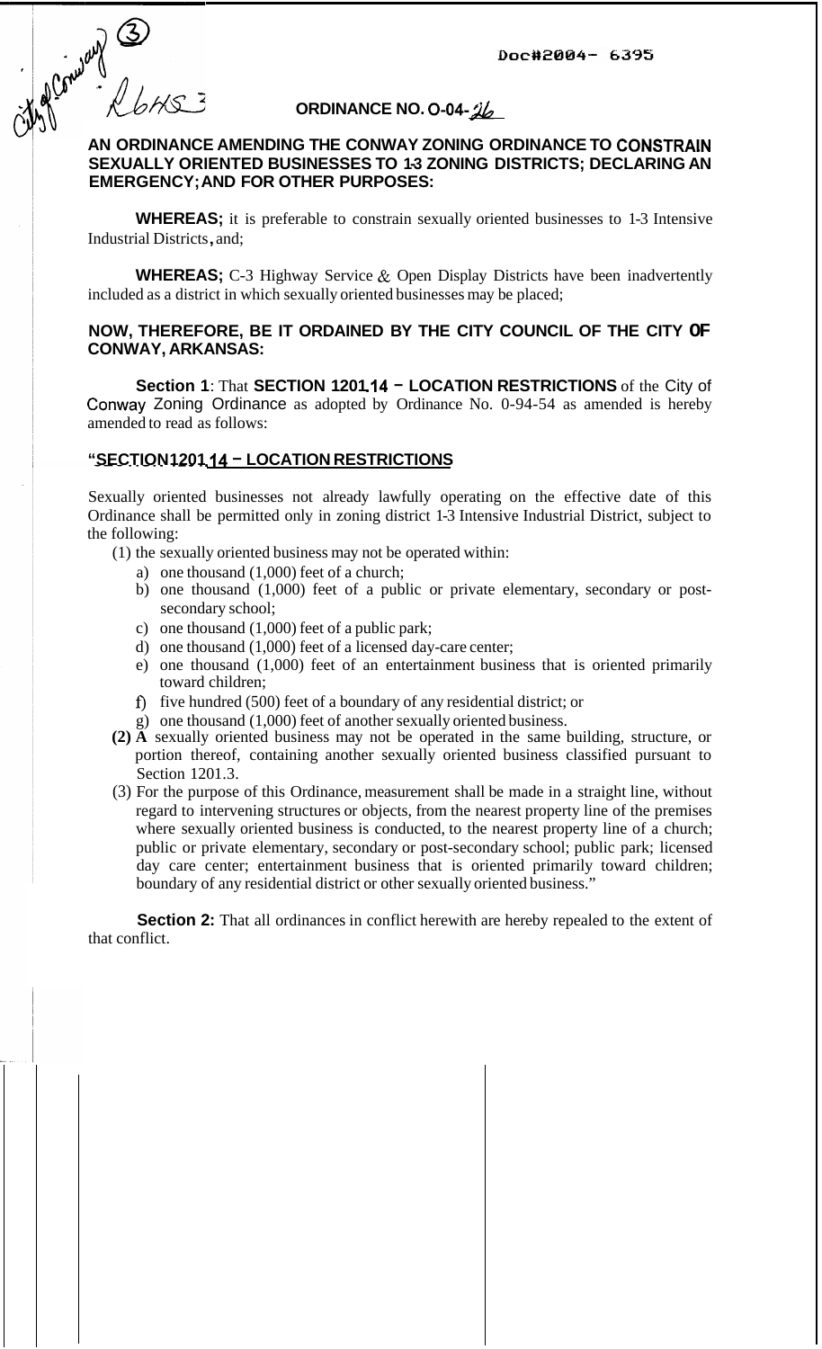City of Conway (3)

R6HS3

Doc#2004- 6395

## ORDINANCE NO. O-04-26

### AN ORDINANCE AMENDING THE CONWAY ZONING ORDINANCE TO CONSTRAIN SEXUALLY ORIENTED BUSINESSES TO I-3 ZONING DISTRICTS; DECLARING AN EMERGENCY; AND FOR OTHER PURPOSES:

**WHEREAS;** it is preferable to constrain sexually oriented businesses to I-3 Intensive Industrial Districts, and;

**WHEREAS;** C-3 Highway Service & Open Display Districts have been inadvertently included as a district in which sexually oriented businesses may be placed;

**NOW, THEREFORE, BE IT ORDAINED BY THE CITY COUNCIL OF THE CITY OF CONWAY, ARKANSAS:**

**Section 1**: That **SECTION 1201.14 – LOCATION RESTRICTIONS** of the City of Conway Zoning Ordinance as adopted by Ordinance No. 0-94-54 as amended is hereby amended to read as follows:

**"SECTION 1201.14 – LOCATION RESTRICTIONS**

Sexually oriented businesses not already lawfully operating on the effective date of this Ordinance shall be permitted only in zoning district I-3 Intensive Industrial District, subject to the following:

(1) the sexually oriented business may not be operated within:
   a) one thousand (1,000) feet of a church;
   b) one thousand (1,000) feet of a public or private elementary, secondary or post-secondary school;
   c) one thousand (1,000) feet of a public park;
   d) one thousand (1,000) feet of a licensed day-care center;
   e) one thousand (1,000) feet of an entertainment business that is oriented primarily toward children;
   f) five hundred (500) feet of a boundary of any residential district; or
   g) one thousand (1,000) feet of another sexually oriented business.

**(2)** A sexually oriented business may not be operated in the same building, structure, or portion thereof, containing another sexually oriented business classified pursuant to Section 1201.3.

(3) For the purpose of this Ordinance, measurement shall be made in a straight line, without regard to intervening structures or objects, from the nearest property line of the premises where sexually oriented business is conducted, to the nearest property line of a church; public or private elementary, secondary or post-secondary school; public park; licensed day care center; entertainment business that is oriented primarily toward children; boundary of any residential district or other sexually oriented business."

**Section 2:** That all ordinances in conflict herewith are hereby repealed to the extent of that conflict.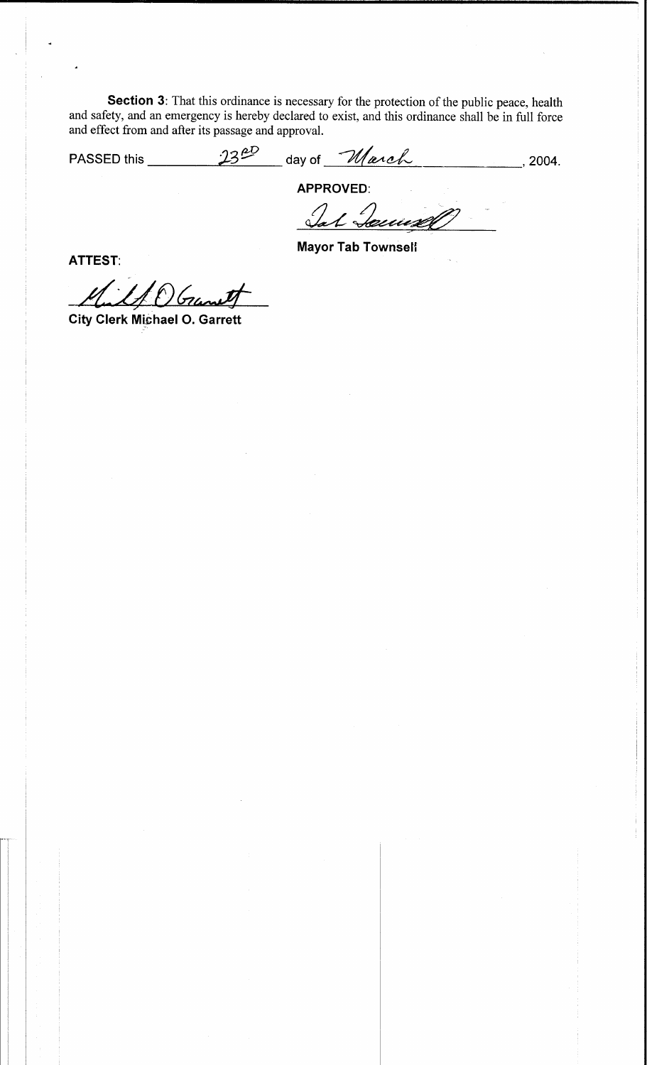**Section 3**: That this ordinance is necessary for the protection of the public peace, health and safety, and an emergency is hereby declared to exist, and this ordinance shall be in full force and effect from and after its passage and approval.

PASSED this 23rd day of March, 2004.

**APPROVED**:

*Tab Townsell*

**Mayor Tab Townsell**

**ATTEST**:

*Michael O. Garrett*

**City Clerk Michael O. Garrett**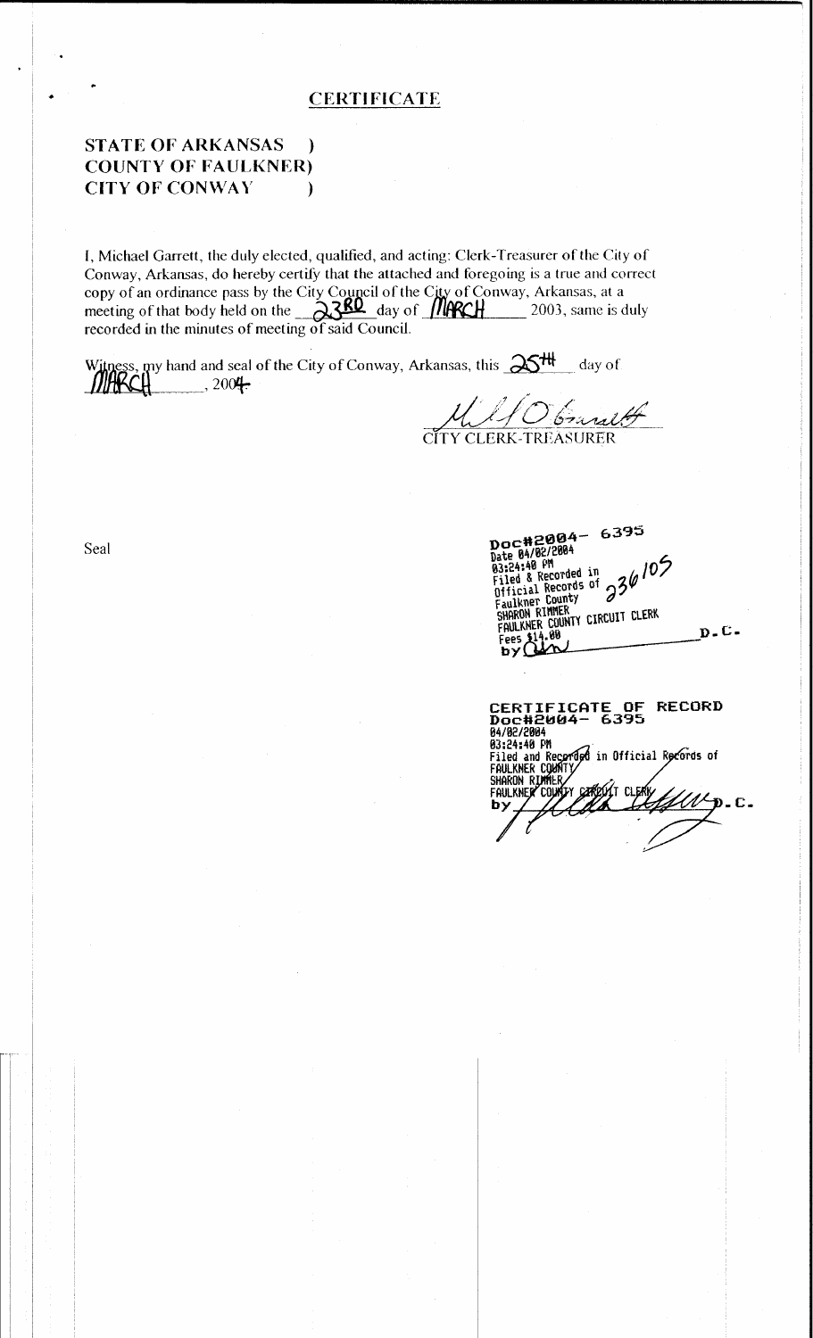## CERTIFICATE

**STATE OF ARKANSAS )**
**COUNTY OF FAULKNER)**
**CITY OF CONWAY )**

I, Michael Garrett, the duly elected, qualified, and acting: Clerk-Treasurer of the City of Conway, Arkansas, do hereby certify that the attached and foregoing is a true and correct copy of an ordinance pass by the City Council of the City of Conway, Arkansas, at a meeting of that body held on the 23RD day of MARCH 2003, same is duly recorded in the minutes of meeting of said Council.

Witness, my hand and seal of the City of Conway, Arkansas, this 25TH day of MARCH, 2004.

CITY CLERK-TREASURER

Seal

Doc#2004- 6395
Date 04/02/2004
03:24:40 PM
Filed & Recorded in
Official Records of
Faulkner County
SHARON RIMMER
FAULKNER COUNTY CIRCUIT CLERK
Fees $14.00
by _______ D.C.

236105

CERTIFICATE OF RECORD
Doc#2004- 6395
04/02/2004
03:24:40 PM
Filed and Recorded in Official Records of
FAULKNER COUNTY
SHARON RIMMER
FAULKNER COUNTY CIRCUIT CLERK
by _______ D.C.